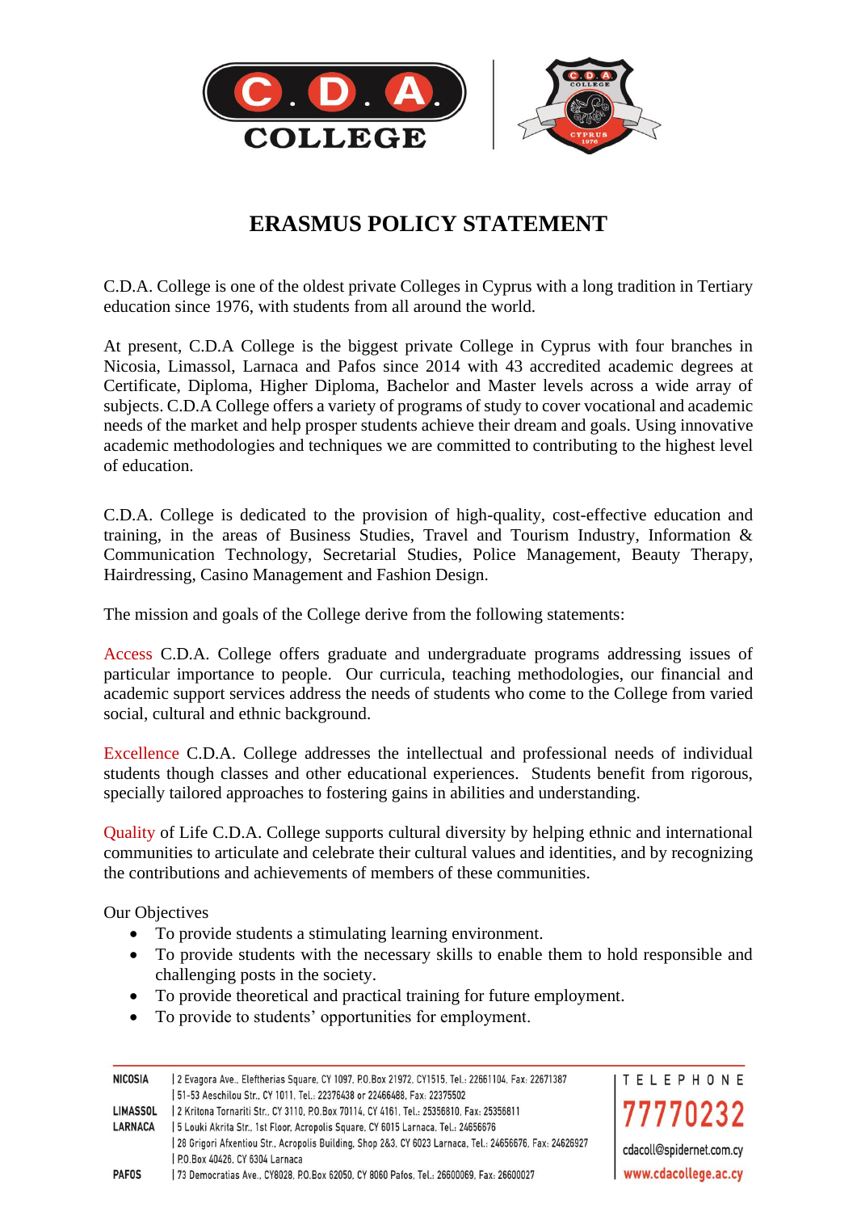# ERASMUS POLICY STATEMENT

C.D.A. College is one of the oldest private Colleges in Cyprus with a long tradition in Tertiary education since 1976, with students from all around the world.

At present, C.D.A College is the biggest private College in Cyprus with four branches in Nicosia, Limassol, Larnaca and Pafos since 2014 with 43 accredited academic degrees at Certificate, Diploma, Higher Diploma, Bachelor and Master levels across a wide array of subjects. C.D.A College offers a variety of programs of study to cover vocational and academic needs of the market and help prosper students achieve their dream and goals. Using innovative academic methodologies and techniques we are committed to contributing to the highest level of education.

C.D.A. College is dedicated to the provision of high-quality, cost-effective education and training, in the areas of Business Studies, Travel and Tourism Industry, Information & Communication Technology, Secretarial Studies, Police Management, Beauty Therapy, Hairdressing, Casino Management and Fashion Design.

The mission and goals of the College derive from the following statements:

Access C.D.A. College offers graduate and undergraduate programs addressing issues of particular importance to people. Our curricula, teaching methodologies, our financial and academic support services address the needs of students who come to the College from varied social, cultural and ethnic background.

Excellence C.D.A. College addresses the intellectual and professional needs of individual students though classes and other educational experiences. Students benefit from rigorous, specially tailored approaches to fostering gains in abilities and understanding.

Quality of Life C.D.A. College supports cultural diversity by helping ethnic and international communities to articulate and celebrate their cultural values and identities, and by recognizing the contributions and achievements of members of these communities.

Our Objectives

- To provide students a stimulating learning environment.
- To provide students with the necessary skills to enable them to hold responsible and challenging posts in the society.
- To provide theoretical and practical training for future employment.
- To provide to students' opportunities for employment.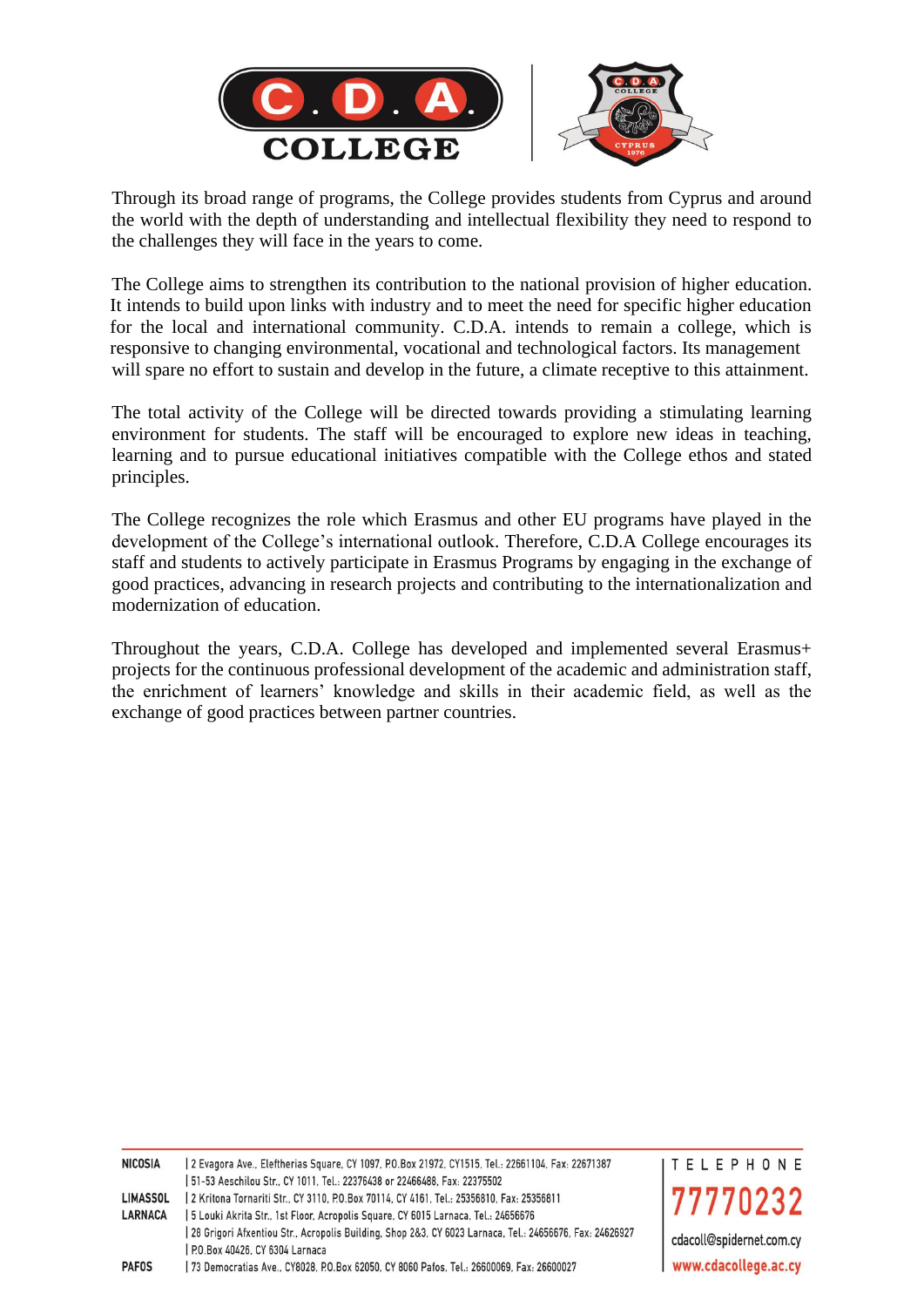Through its broad range of programs, the College provides students from Cyprus and around the world with the depth of understanding and intellectual flexibility they need to respond to the challenges they will face in the years to come.

The College aims to strengthen its contribution to the national provision of higher education. It intends to build upon links with industry and to meet the need for specific higher education for the local and international community. C.D.A. intends to remain a college, which is responsive to changing environmental, vocational and technological factors. Its management will spare no effort to sustain and develop in the future, a climate receptive to this attainment.

The total activity of the College will be directed towards providing a stimulating learning environment for students. The staff will be encouraged to explore new ideas in teaching, learning and to pursue educational initiatives compatible with the College ethos and stated principles.

The College recognizes the role which Erasmus and other EU programs have played in the development of the College's international outlook. Therefore, C.D.A College encourages its staff and students to actively participate in Erasmus Programs by engaging in the exchange of good practices, advancing in research projects and contributing to the internationalization and modernization of education.

Throughout the years, C.D.A. College has developed and implemented several Erasmus+ projects for the continuous professional development of the academic and administration staff, the enrichment of learners' knowledge and skills in their academic field, as well as the exchange of good practices between partner countries.